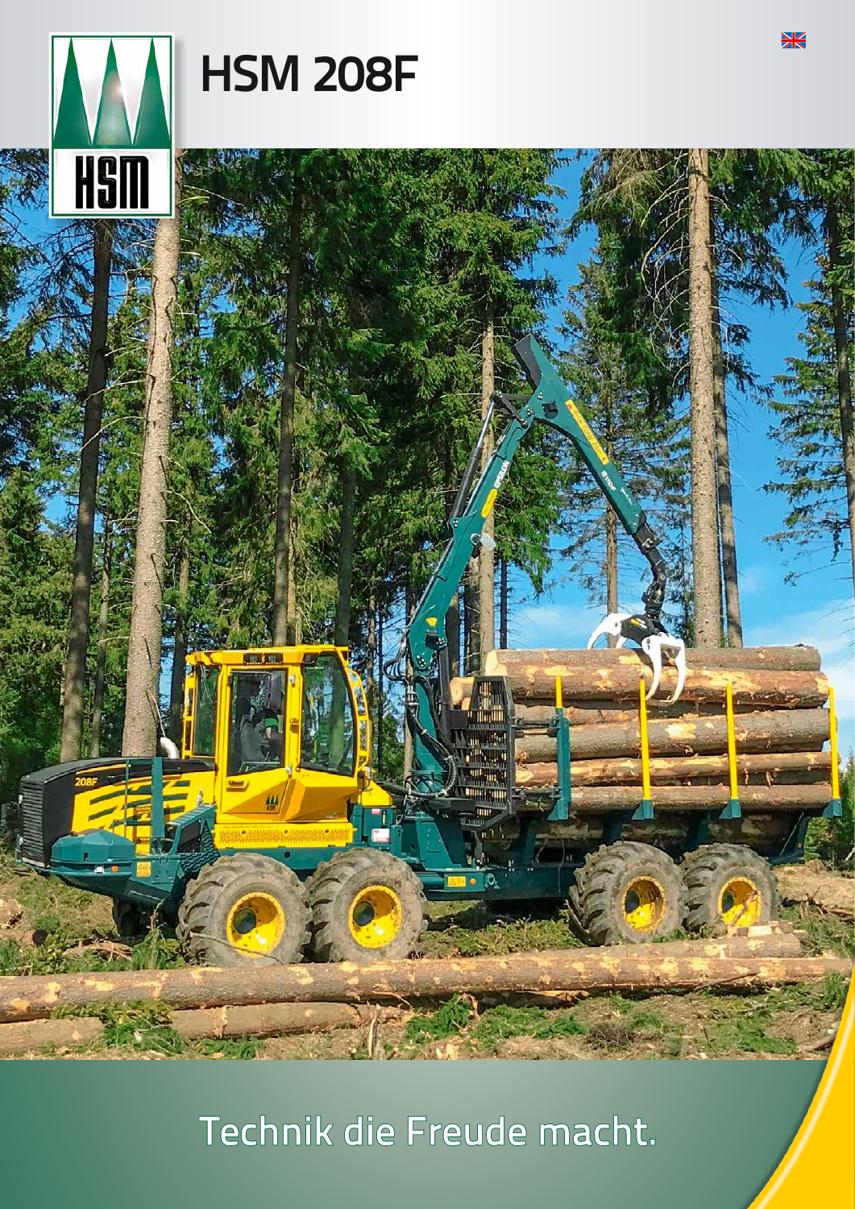# HSM 208F

Technik die Freude macht.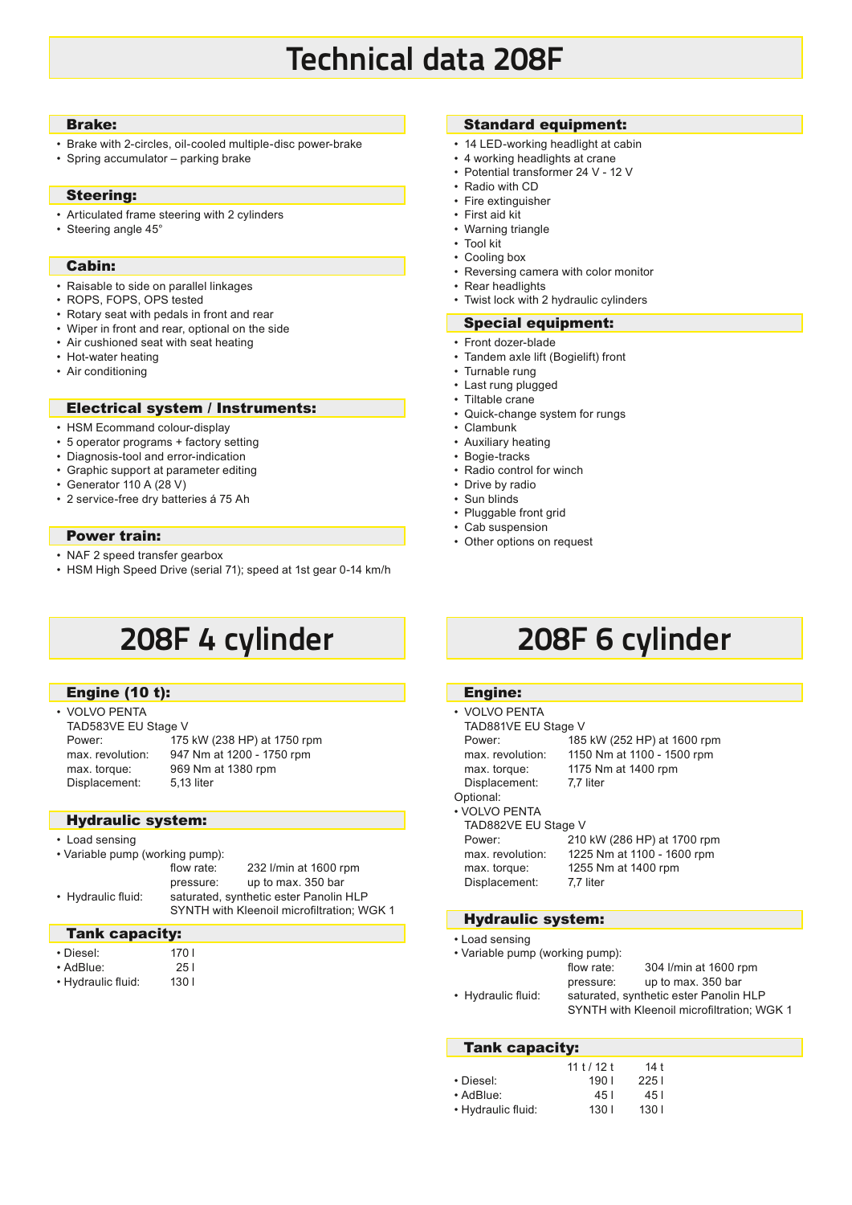# Technical data 208F

## Brake:

- Brake with 2-circles, oil-cooled multiple-disc power-brake
- Spring accumulator – parking brake

## Steering:

- Articulated frame steering with 2 cylinders
- Steering angle 45°

## Cabin:

- Raisable to side on parallel linkages
- ROPS, FOPS, OPS tested
- Rotary seat with pedals in front and rear
- Wiper in front and rear, optional on the side
- Air cushioned seat with seat heating
- Hot-water heating
- Air conditioning

## Electrical system / Instruments:

- HSM Ecommand colour-display
- 5 operator programs + factory setting
- Diagnosis-tool and error-indication
- Graphic support at parameter editing
- Generator 110 A (28 V)
- 2 service-free dry batteries á 75 Ah

## Power train:

- NAF 2 speed transfer gearbox
- HSM High Speed Drive (serial 71); speed at 1st gear 0-14 km/h

## Standard equipment:

- 14 LED-working headlight at cabin
- 4 working headlights at crane
- Potential transformer 24 V - 12 V
- Radio with CD
- Fire extinguisher
- First aid kit
- Warning triangle
- Tool kit
- Cooling box
- Reversing camera with color monitor
- Rear headlights
- Twist lock with 2 hydraulic cylinders

## Special equipment:

- Front dozer-blade
- Tandem axle lift (Bogielift) front
- Turnable rung
- Last rung plugged
- Tiltable crane
- Quick-change system for rungs
- Clambunk
- Auxiliary heating
- Bogie-tracks
- Radio control for winch
- Drive by radio
- Sun blinds
- Pluggable front grid
- Cab suspension
- Other options on request

# 208F 4 cylinder

## Engine (10 t):

- VOLVO PENTA
  TAD583VE EU Stage V

| | |
|---|---|
| Power: | 175 kW (238 HP) at 1750 rpm |
| max. revolution: | 947 Nm at 1200 - 1750 rpm |
| max. torque: | 969 Nm at 1380 rpm |
| Displacement: | 5,13 liter |

## Hydraulic system:

- Load sensing
- Variable pump (working pump):
  - flow rate: 232 l/min at 1600 rpm
  - pressure: up to max. 350 bar
- Hydraulic fluid: saturated, synthetic ester Panolin HLP SYNTH with Kleenoil microfiltration; WGK 1

## Tank capacity:

| | |
|---|---|
| • Diesel: | 170 l |
| • AdBlue: | 25 l |
| • Hydraulic fluid: | 130 l |

# 208F 6 cylinder

## Engine:

- VOLVO PENTA
  TAD881VE EU Stage V

| | |
|---|---|
| Power: | 185 kW (252 HP) at 1600 rpm |
| max. revolution: | 1150 Nm at 1100 - 1500 rpm |
| max. torque: | 1175 Nm at 1400 rpm |
| Displacement: | 7,7 liter |

Optional:

- VOLVO PENTA
  TAD882VE EU Stage V

| | |
|---|---|
| Power: | 210 kW (286 HP) at 1700 rpm |
| max. revolution: | 1225 Nm at 1100 - 1600 rpm |
| max. torque: | 1255 Nm at 1400 rpm |
| Displacement: | 7,7 liter |

## Hydraulic system:

- Load sensing
- Variable pump (working pump):
  - flow rate: 304 l/min at 1600 rpm
  - pressure: up to max. 350 bar
- Hydraulic fluid: saturated, synthetic ester Panolin HLP SYNTH with Kleenoil microfiltration; WGK 1

## Tank capacity:

| | 11 t / 12 t | 14 t |
|---|---|---|
| • Diesel: | 190 l | 225 l |
| • AdBlue: | 45 l | 45 l |
| • Hydraulic fluid: | 130 l | 130 l |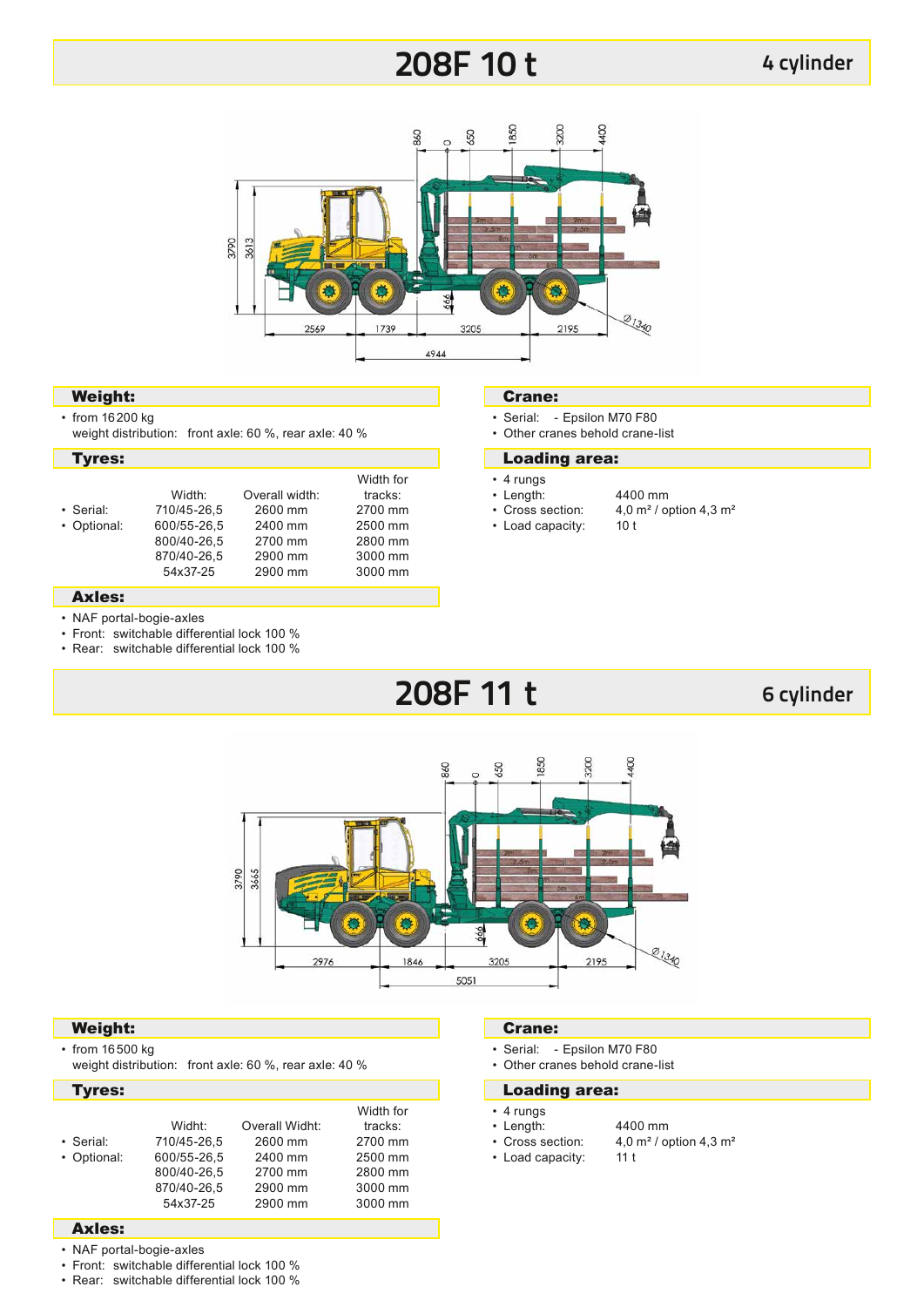# 208F 10 t

4 cylinder

## Weight:

- from 16 200 kg
  weight distribution: front axle: 60 %, rear axle: 40 %

## Tyres:

| | Width: | Overall width: | Width for tracks: |
|---|---|---|---|
| • Serial: | 710/45-26,5 | 2600 mm | 2700 mm |
| • Optional: | 600/55-26,5 | 2400 mm | 2500 mm |
| | 800/40-26,5 | 2700 mm | 2800 mm |
| | 870/40-26,5 | 2900 mm | 3000 mm |
| | 54x37-25 | 2900 mm | 3000 mm |

## Axles:

- NAF portal-bogie-axles
- Front: switchable differential lock 100 %
- Rear: switchable differential lock 100 %

## Crane:

- Serial: - Epsilon M70 F80
- Other cranes behold crane-list

## Loading area:

- 4 rungs
- Length: 4400 mm
- Cross section: 4,0 m² / option 4,3 m²
- Load capacity: 10 t

# 208F 11 t

6 cylinder

## Weight:

- from 16 500 kg
  weight distribution: front axle: 60 %, rear axle: 40 %

## Tyres:

| | Widht: | Overall Widht: | Width for tracks: |
|---|---|---|---|
| • Serial: | 710/45-26,5 | 2600 mm | 2700 mm |
| • Optional: | 600/55-26,5 | 2400 mm | 2500 mm |
| | 800/40-26,5 | 2700 mm | 2800 mm |
| | 870/40-26,5 | 2900 mm | 3000 mm |
| | 54x37-25 | 2900 mm | 3000 mm |

## Axles:

- NAF portal-bogie-axles
- Front: switchable differential lock 100 %
- Rear: switchable differential lock 100 %

## Crane:

- Serial: - Epsilon M70 F80
- Other cranes behold crane-list

## Loading area:

- 4 rungs
- Length: 4400 mm
- Cross section: 4,0 m² / option 4,3 m²
- Load capacity: 11 t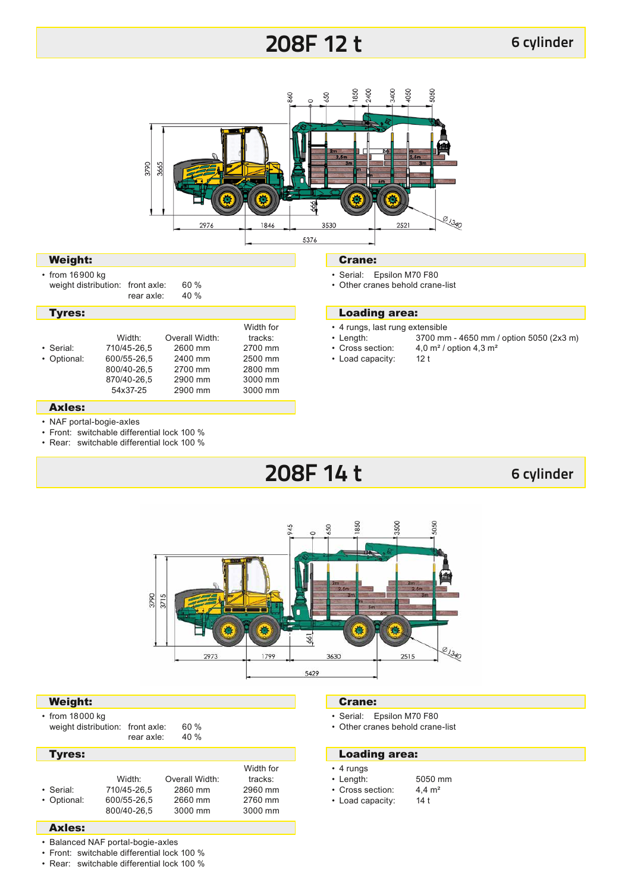# 208F 12 t

6 cylinder

## Weight:

- from 16900 kg
  weight distribution: front axle: 60 %
  rear axle: 40 %

## Tyres:

| | Width: | Overall Width: | Width for tracks: |
|---|---|---|---|
| • Serial: | 710/45-26,5 | 2600 mm | 2700 mm |
| • Optional: | 600/55-26,5 | 2400 mm | 2500 mm |
| | 800/40-26,5 | 2700 mm | 2800 mm |
| | 870/40-26,5 | 2900 mm | 3000 mm |
| | 54x37-25 | 2900 mm | 3000 mm |

## Axles:

- NAF portal-bogie-axles
- Front: switchable differential lock 100 %
- Rear: switchable differential lock 100 %

## Crane:

- Serial: Epsilon M70 F80
- Other cranes behold crane-list

## Loading area:

- 4 rungs, last rung extensible
- Length: 3700 mm - 4650 mm / option 5050 (2x3 m)
- Cross section: 4,0 m² / option 4,3 m²
- Load capacity: 12 t

# 208F 14 t

6 cylinder

## Weight:

- from 18000 kg
  weight distribution: front axle: 60 %
  rear axle: 40 %

## Tyres:

| | Width: | Overall Width: | Width for tracks: |
|---|---|---|---|
| • Serial: | 710/45-26,5 | 2860 mm | 2960 mm |
| • Optional: | 600/55-26,5 | 2660 mm | 2760 mm |
| | 800/40-26,5 | 3000 mm | 3000 mm |

## Axles:

- Balanced NAF portal-bogie-axles
- Front: switchable differential lock 100 %
- Rear: switchable differential lock 100 %

## Crane:

- Serial: Epsilon M70 F80
- Other cranes behold crane-list

## Loading area:

- 4 rungs
- Length: 5050 mm
- Cross section: 4,4 m²
- Load capacity: 14 t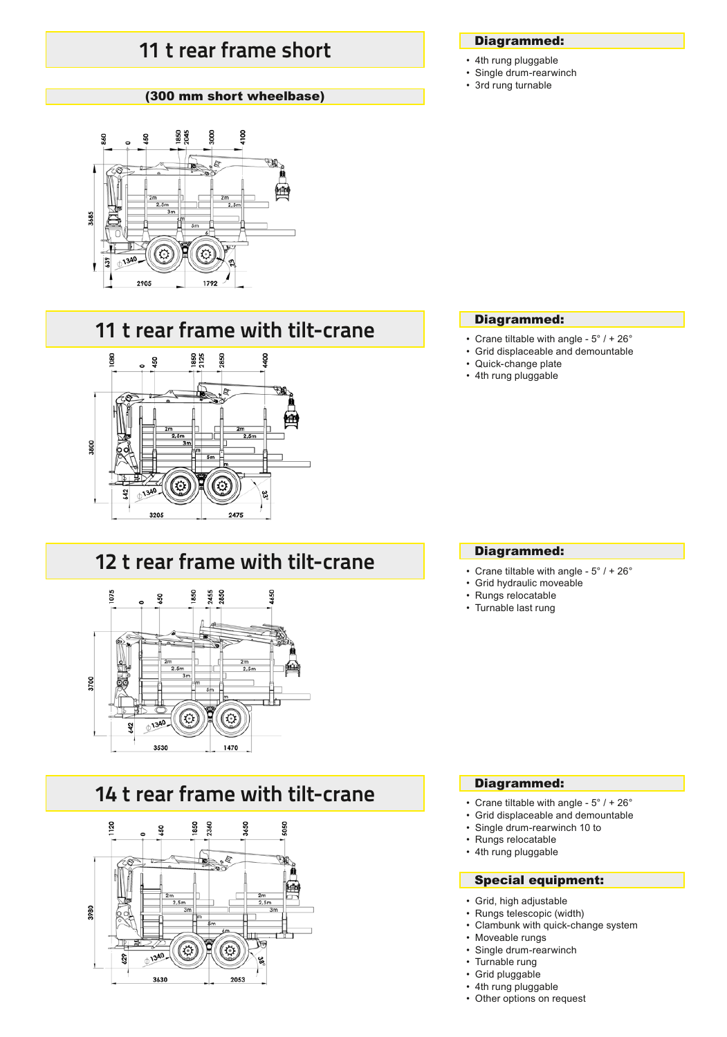## 11 t rear frame short

**(300 mm short wheelbase)**

### Diagrammed:

- 4th rung pluggable
- Single drum-rearwinch
- 3rd rung turnable

## 11 t rear frame with tilt-crane

### Diagrammed:

- Crane tiltable with angle - 5° / + 26°
- Grid displaceable and demountable
- Quick-change plate
- 4th rung pluggable

## 12 t rear frame with tilt-crane

### Diagrammed:

- Crane tiltable with angle - 5° / + 26°
- Grid hydraulic moveable
- Rungs relocatable
- Turnable last rung

## 14 t rear frame with tilt-crane

### Diagrammed:

- Crane tiltable with angle - 5° / + 26°
- Grid displaceable and demountable
- Single drum-rearwinch 10 to
- Rungs relocatable
- 4th rung pluggable

### Special equipment:

- Grid, high adjustable
- Rungs telescopic (width)
- Clambunk with quick-change system
- Moveable rungs
- Single drum-rearwinch
- Turnable rung
- Grid pluggable
- 4th rung pluggable
- Other options on request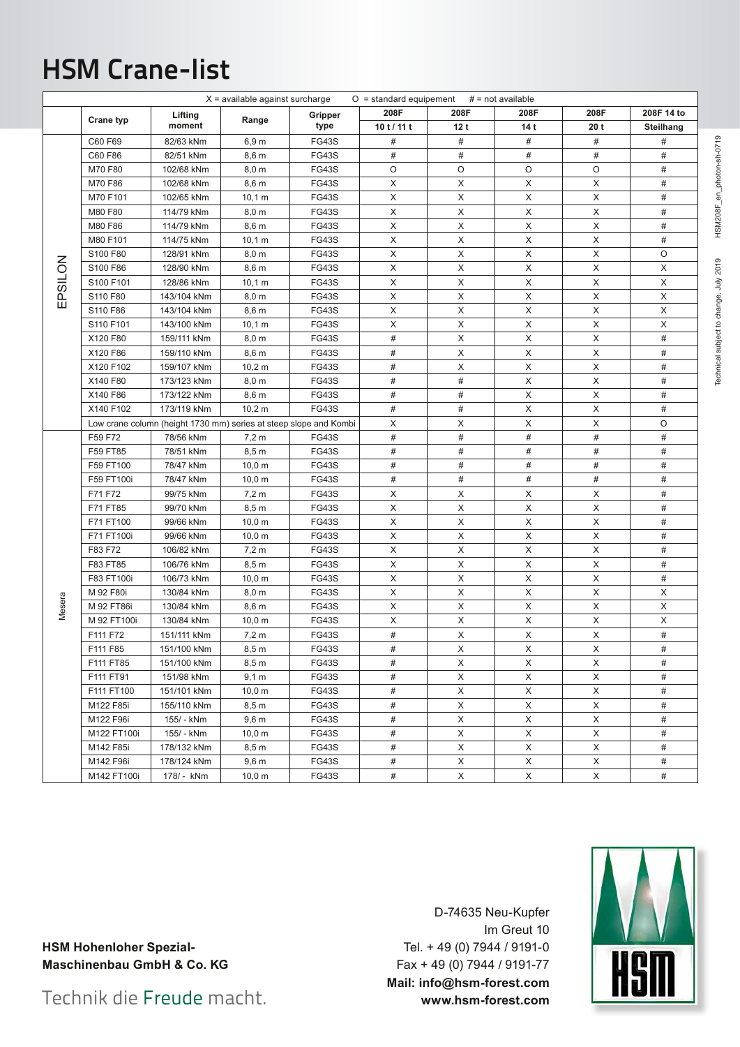# HSM Crane-list

X = available against surcharge  O = standard equipement  # = not available

| | Crane typ | Lifting moment | Range | Gripper type | 208F 10 t / 11 t | 208F 12 t | 208F 14 t | 208F 20 t | 208F 14 to Steilhang |
|---|---|---|---|---|---|---|---|---|---|
| EPSILON | C60 F69 | 82/63 kNm | 6,9 m | FG43S | # | # | # | # | # |
| | C60 F86 | 82/51 kNm | 8,6 m | FG43S | # | # | # | # | # |
| | M70 F80 | 102/68 kNm | 8,0 m | FG43S | O | O | O | O | # |
| | M70 F86 | 102/68 kNm | 8,6 m | FG43S | X | X | X | X | # |
| | M70 F101 | 102/65 kNm | 10,1 m | FG43S | X | X | X | X | # |
| | M80 F80 | 114/79 kNm | 8,0 m | FG43S | X | X | X | X | # |
| | M80 F86 | 114/79 kNm | 8,6 m | FG43S | X | X | X | X | # |
| | M80 F101 | 114/75 kNm | 10,1 m | FG43S | X | X | X | X | # |
| | S100 F80 | 128/91 kNm | 8,0 m | FG43S | X | X | X | X | O |
| | S100 F86 | 128/90 kNm | 8,6 m | FG43S | X | X | X | X | X |
| | S100 F101 | 128/86 kNm | 10,1 m | FG43S | X | X | X | X | X |
| | S110 F80 | 143/104 kNm | 8,0 m | FG43S | X | X | X | X | X |
| | S110 F86 | 143/104 kNm | 8,6 m | FG43S | X | X | X | X | X |
| | S110 F101 | 143/100 kNm | 10,1 m | FG43S | X | X | X | X | X |
| | X120 F80 | 159/111 kNm | 8,0 m | FG43S | # | X | X | X | # |
| | X120 F86 | 159/110 kNm | 8,6 m | FG43S | # | X | X | X | # |
| | X120 F102 | 159/107 kNm | 10,2 m | FG43S | # | X | X | X | # |
| | X140 F80 | 173/123 kNm | 8,0 m | FG43S | # | # | X | X | # |
| | X140 F86 | 173/122 kNm | 8,6 m | FG43S | # | # | X | X | # |
| | X140 F102 | 173/119 kNm | 10,2 m | FG43S | # | # | X | X | # |
| | Low crane column (height 1730 mm) series at steep slope and Kombi | | | | X | X | X | X | O |
| Mesera | F59 F72 | 78/56 kNm | 7,2 m | FG43S | # | # | # | # | # |
| | F59 FT85 | 78/51 kNm | 8,5 m | FG43S | # | # | # | # | # |
| | F59 FT100 | 78/47 kNm | 10,0 m | FG43S | # | # | # | # | # |
| | F59 FT100i | 78/47 kNm | 10,0 m | FG43S | # | # | # | # | # |
| | F71 F72 | 99/75 kNm | 7,2 m | FG43S | X | X | X | X | # |
| | F71 FT85 | 99/70 kNm | 8,5 m | FG43S | X | X | X | X | # |
| | F71 FT100 | 99/66 kNm | 10,0 m | FG43S | X | X | X | X | # |
| | F71 FT100i | 99/66 kNm | 10,0 m | FG43S | X | X | X | X | # |
| | F83 F72 | 106/82 kNm | 7,2 m | FG43S | X | X | X | X | # |
| | F83 FT85 | 106/76 kNm | 8,5 m | FG43S | X | X | X | X | # |
| | F83 FT100i | 106/73 kNm | 10,0 m | FG43S | X | X | X | X | # |
| | M 92 F80i | 130/84 kNm | 8,0 m | FG43S | X | X | X | X | X |
| | M 92 FT86i | 130/84 kNm | 8,6 m | FG43S | X | X | X | X | X |
| | M 92 FT100i | 130/84 kNm | 10,0 m | FG43S | X | X | X | X | X |
| | F111 F72 | 151/111 kNm | 7,2 m | FG43S | # | X | X | X | # |
| | F111 F85 | 151/100 kNm | 8,5 m | FG43S | # | X | X | X | # |
| | F111 FT85 | 151/100 kNm | 8,5 m | FG43S | # | X | X | X | # |
| | F111 F91 | 151/98 kNm | 9,1 m | FG43S | # | X | X | X | # |
| | F111 FT100 | 151/101 kNm | 10,0 m | FG43S | # | X | X | X | # |
| | M122 F85i | 155/110 kNm | 8,5 m | FG43S | # | X | X | X | # |
| | M122 F96i | 155/ - kNm | 9,6 m | FG43S | # | X | X | X | # |
| | M122 FT100i | 155/ - kNm | 10,0 m | FG43S | # | X | X | X | # |
| | M142 F85i | 178/132 kNm | 8,5 m | FG43S | # | X | X | X | # |
| | M142 F96i | 178/124 kNm | 9,6 m | FG43S | # | X | X | X | # |
| | M142 FT100i | 178/ - kNm | 10,0 m | FG43S | # | X | X | X | # |

Technical subject to change. July 2019  HSM208F_en_photon-sh-0719

**HSM Hohenloher Spezial-Maschinenbau GmbH & Co. KG**

Technik die Freude macht.

D-74635 Neu-Kupfer
Im Greut 10
Tel. + 49 (0) 7944 / 9191-0
Fax + 49 (0) 7944 / 9191-77
**Mail: info@hsm-forest.com**
**www.hsm-forest.com**

HSM